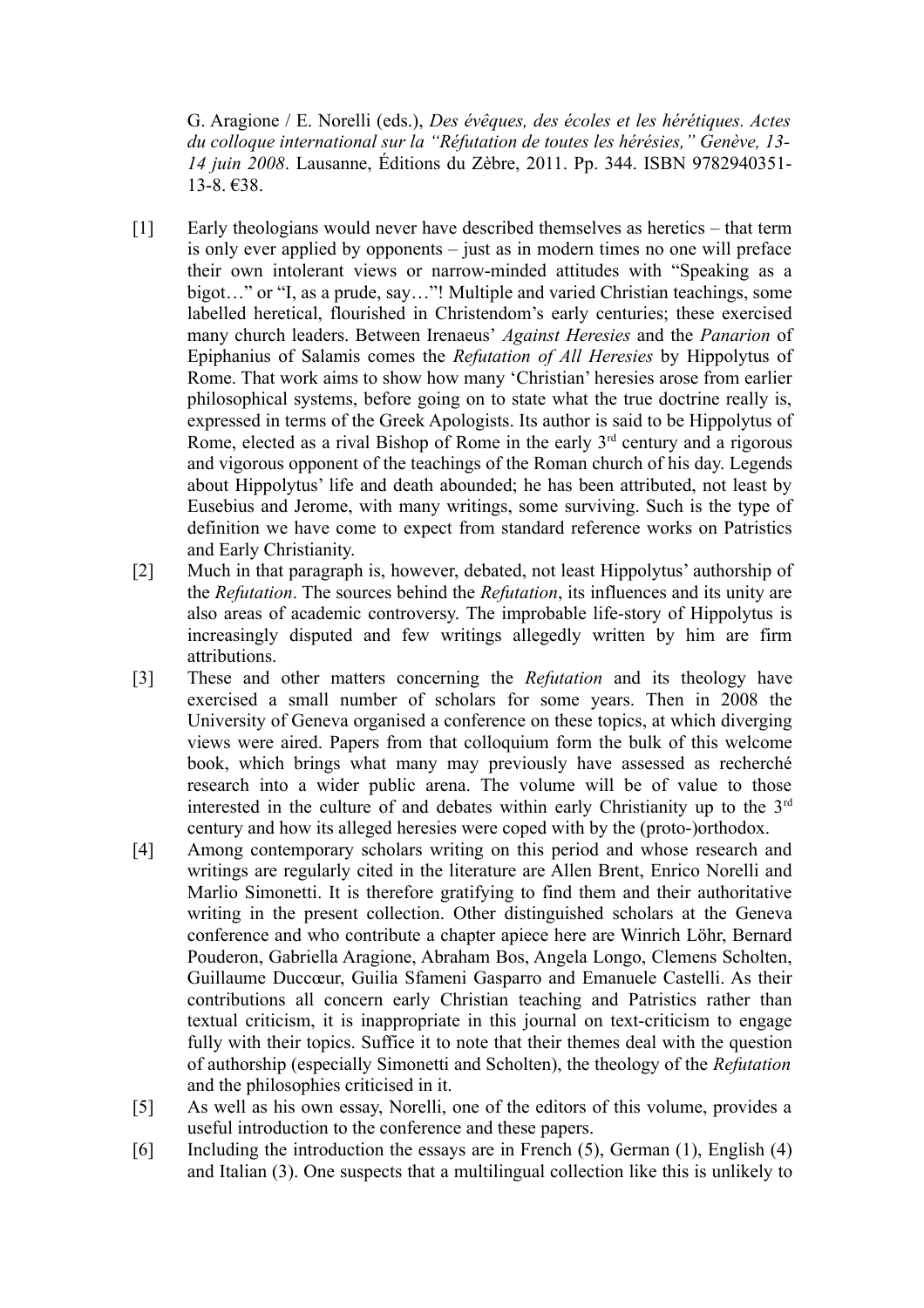G. Aragione / E. Norelli (eds.), *Des évêques, des écoles et les hérétiques. Actes du colloque international sur la "Réfutation de toutes les hérésies," Genève, 13-14 juin 2008*. Lausanne, Éditions du Zèbre, 2011. Pp. 344. ISBN 9782940351-13-8. €38.

[1] Early theologians would never have described themselves as heretics – that term is only ever applied by opponents – just as in modern times no one will preface their own intolerant views or narrow-minded attitudes with "Speaking as a bigot…" or "I, as a prude, say…"! Multiple and varied Christian teachings, some labelled heretical, flourished in Christendom's early centuries; these exercised many church leaders. Between Irenaeus' *Against Heresies* and the *Panarion* of Epiphanius of Salamis comes the *Refutation of All Heresies* by Hippolytus of Rome. That work aims to show how many 'Christian' heresies arose from earlier philosophical systems, before going on to state what the true doctrine really is, expressed in terms of the Greek Apologists. Its author is said to be Hippolytus of Rome, elected as a rival Bishop of Rome in the early 3rd century and a rigorous and vigorous opponent of the teachings of the Roman church of his day. Legends about Hippolytus' life and death abounded; he has been attributed, not least by Eusebius and Jerome, with many writings, some surviving. Such is the type of definition we have come to expect from standard reference works on Patristics and Early Christianity.

[2] Much in that paragraph is, however, debated, not least Hippolytus' authorship of the *Refutation*. The sources behind the *Refutation*, its influences and its unity are also areas of academic controversy. The improbable life-story of Hippolytus is increasingly disputed and few writings allegedly written by him are firm attributions.

[3] These and other matters concerning the *Refutation* and its theology have exercised a small number of scholars for some years. Then in 2008 the University of Geneva organised a conference on these topics, at which diverging views were aired. Papers from that colloquium form the bulk of this welcome book, which brings what many may previously have assessed as recherché research into a wider public arena. The volume will be of value to those interested in the culture of and debates within early Christianity up to the 3rd century and how its alleged heresies were coped with by the (proto-)orthodox.

[4] Among contemporary scholars writing on this period and whose research and writings are regularly cited in the literature are Allen Brent, Enrico Norelli and Marlio Simonetti. It is therefore gratifying to find them and their authoritative writing in the present collection. Other distinguished scholars at the Geneva conference and who contribute a chapter apiece here are Winrich Löhr, Bernard Pouderon, Gabriella Aragione, Abraham Bos, Angela Longo, Clemens Scholten, Guillaume Duccœur, Guilia Sfameni Gasparro and Emanuele Castelli. As their contributions all concern early Christian teaching and Patristics rather than textual criticism, it is inappropriate in this journal on text-criticism to engage fully with their topics. Suffice it to note that their themes deal with the question of authorship (especially Simonetti and Scholten), the theology of the *Refutation* and the philosophies criticised in it.

[5] As well as his own essay, Norelli, one of the editors of this volume, provides a useful introduction to the conference and these papers.

[6] Including the introduction the essays are in French (5), German (1), English (4) and Italian (3). One suspects that a multilingual collection like this is unlikely to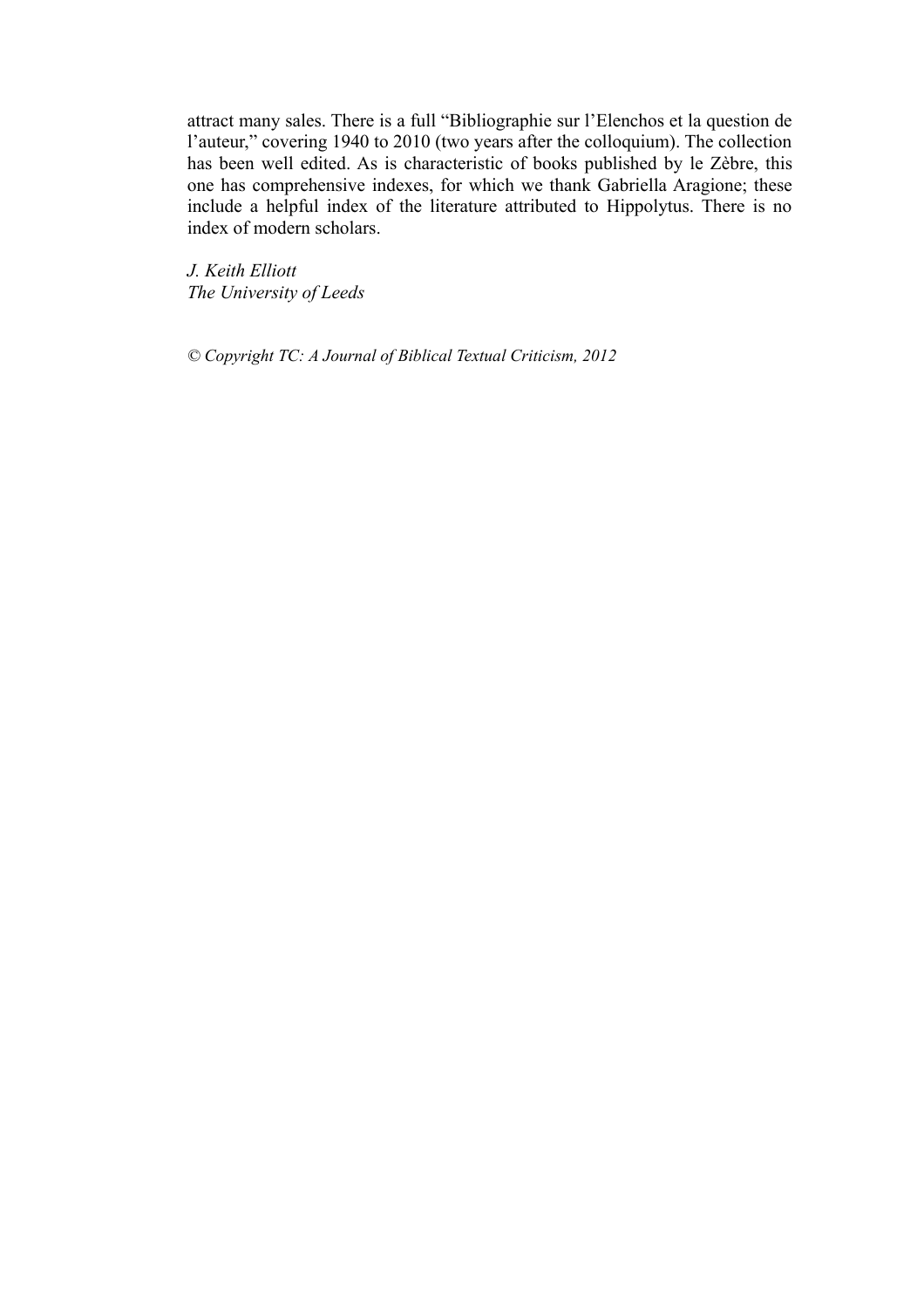attract many sales. There is a full "Bibliographie sur l'Elenchos et la question de l'auteur," covering 1940 to 2010 (two years after the colloquium). The collection has been well edited. As is characteristic of books published by le Zèbre, this one has comprehensive indexes, for which we thank Gabriella Aragione; these include a helpful index of the literature attributed to Hippolytus. There is no index of modern scholars.

*J. Keith Elliott*
*The University of Leeds*

*© Copyright TC: A Journal of Biblical Textual Criticism, 2012*